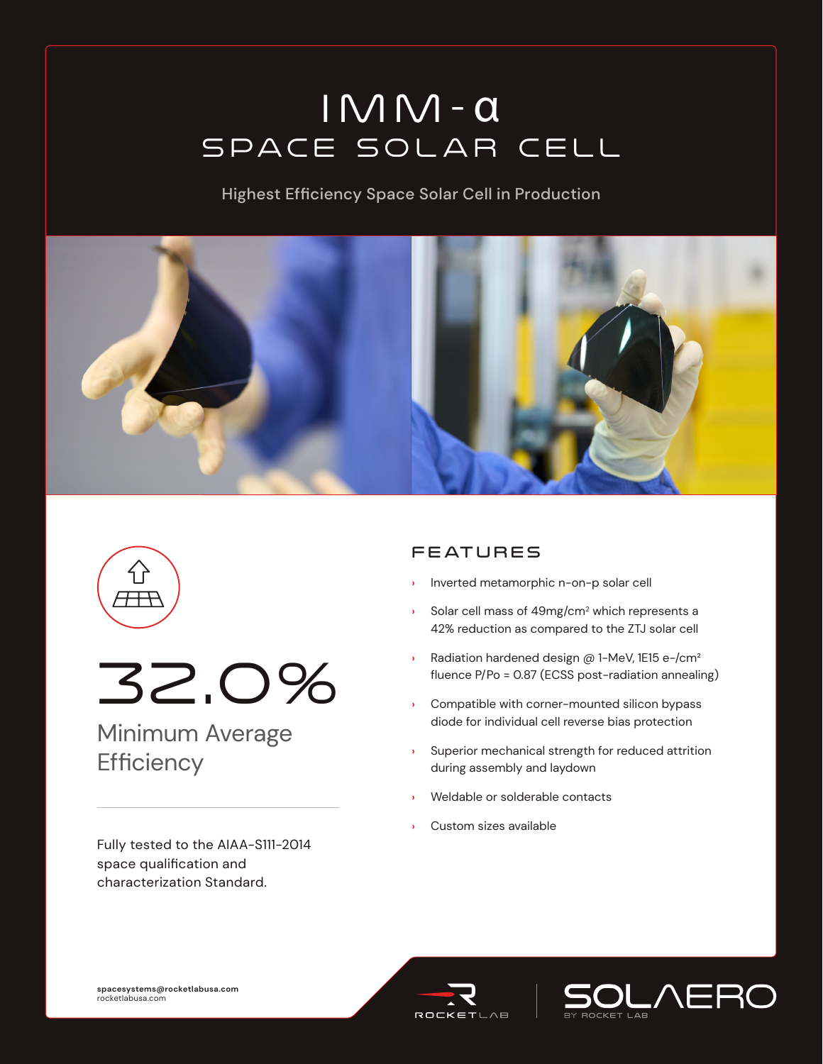# IMM-α

## SPACE SOLAR CELL

Highest Efficiency Space Solar Cell in Production

# 32.0%

Minimum Average Efficiency

Fully tested to the AIAA-S111-2014 space qualification and characterization Standard.

## FEATURES

- Inverted metamorphic n-on-p solar cell
- Solar cell mass of 49mg/cm$^2$ which represents a 42% reduction as compared to the ZTJ solar cell
- Radiation hardened design @ 1-MeV, 1E15 e-/cm$^2$ fluence P/Po = 0.87 (ECSS post-radiation annealing)
- Compatible with corner-mounted silicon bypass diode for individual cell reverse bias protection
- Superior mechanical strength for reduced attrition during assembly and laydown
- Weldable or solderable contacts
- Custom sizes available

**spacesystems@rocketlabusa.com**
rocketlabusa.com

ROCKET LAB | SOLAERO BY ROCKET LAB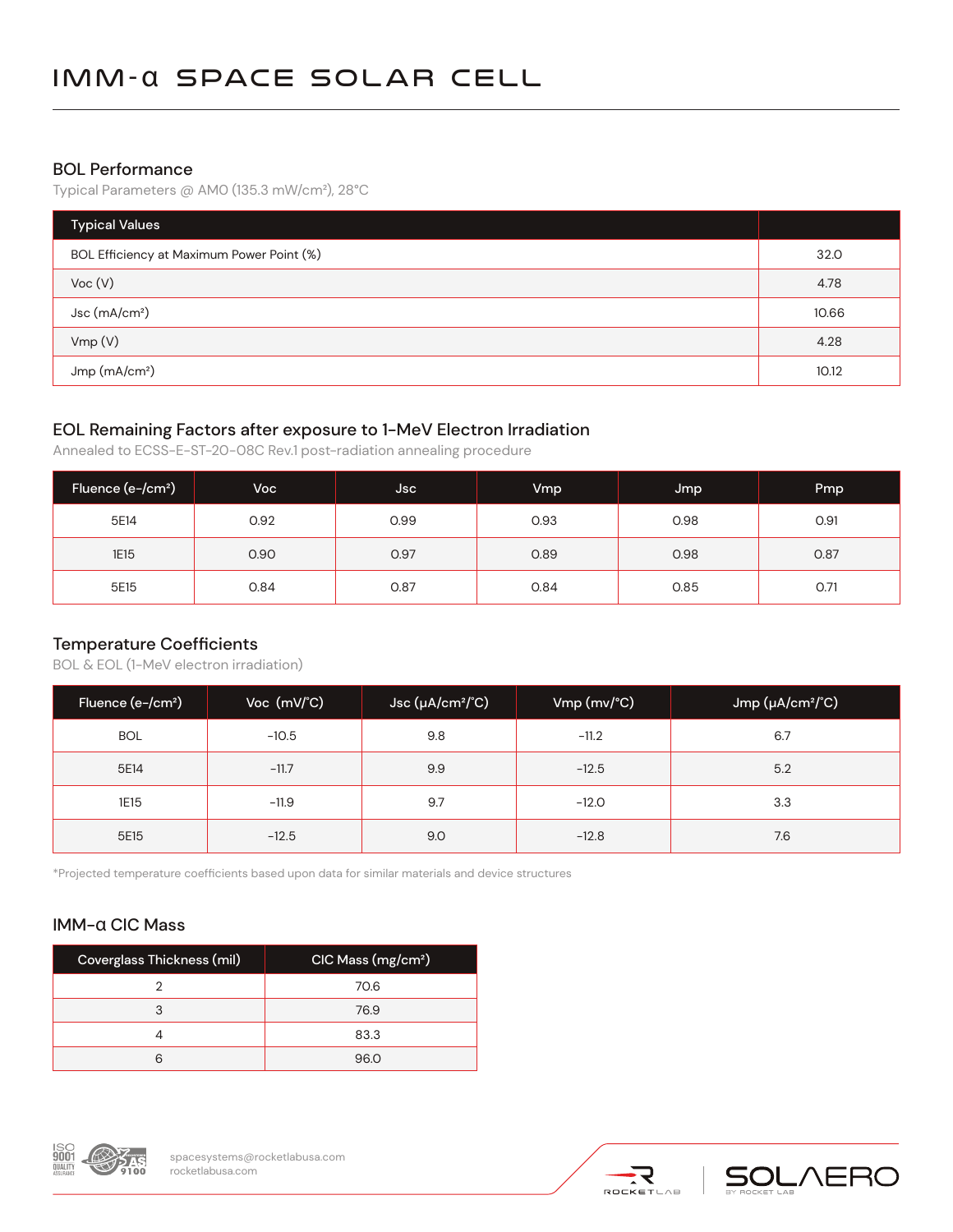# IMM-α SPACE SOLAR CELL

## BOL Performance

Typical Parameters @ AM0 (135.3 mW/cm²), 28°C

| Typical Values | |
|---|---|
| BOL Efficiency at Maximum Power Point (%) | 32.0 |
| Voc (V) | 4.78 |
| Jsc (mA/cm²) | 10.66 |
| Vmp (V) | 4.28 |
| Jmp (mA/cm²) | 10.12 |

## EOL Remaining Factors after exposure to 1-MeV Electron Irradiation

Annealed to ECSS-E-ST-20-08C Rev.1 post-radiation annealing procedure

| Fluence (e-/cm²) | Voc | Jsc | Vmp | Jmp | Pmp |
|---|---|---|---|---|---|
| 5E14 | 0.92 | 0.99 | 0.93 | 0.98 | 0.91 |
| 1E15 | 0.90 | 0.97 | 0.89 | 0.98 | 0.87 |
| 5E15 | 0.84 | 0.87 | 0.84 | 0.85 | 0.71 |

## Temperature Coefficients

BOL & EOL (1-MeV electron irradiation)

| Fluence (e-/cm²) | Voc (mV/°C) | Jsc (μA/cm²/°C) | Vmp (mv/°C) | Jmp (μA/cm²/°C) |
|---|---|---|---|---|
| BOL | -10.5 | 9.8 | -11.2 | 6.7 |
| 5E14 | -11.7 | 9.9 | -12.5 | 5.2 |
| 1E15 | -11.9 | 9.7 | -12.0 | 3.3 |
| 5E15 | -12.5 | 9.0 | -12.8 | 7.6 |

*Projected temperature coefficients based upon data for similar materials and device structures

## IMM-α CIC Mass

| Coverglass Thickness (mil) | CIC Mass (mg/cm²) |
|---|---|
| 2 | 70.6 |
| 3 | 76.9 |
| 4 | 83.3 |
| 6 | 96.0 |

spacesystems@rocketlabusa.com
rocketlabusa.com